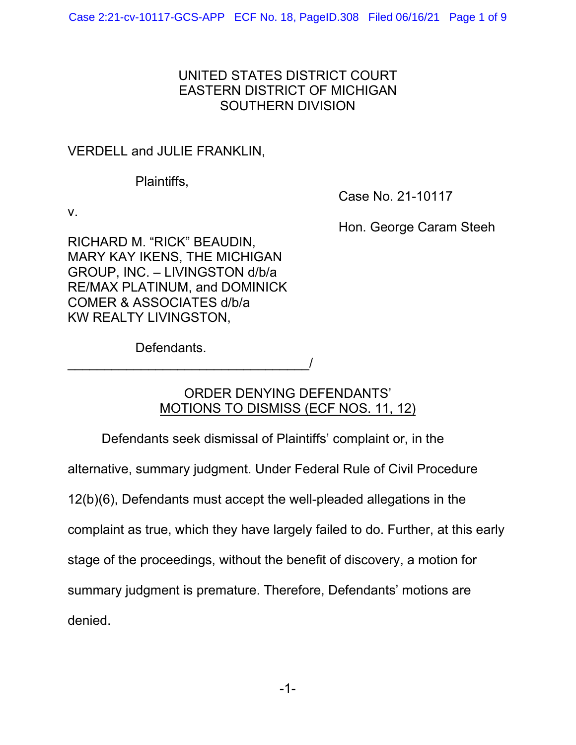UNITED STATES DISTRICT COURT
EASTERN DISTRICT OF MICHIGAN
SOUTHERN DIVISION

VERDELL and JULIE FRANKLIN,

Plaintiffs,

v.

Case No. 21-10117

Hon. George Caram Steeh

RICHARD M. "RICK" BEAUDIN, MARY KAY IKENS, THE MICHIGAN GROUP, INC. – LIVINGSTON d/b/a RE/MAX PLATINUM, and DOMINICK COMER & ASSOCIATES d/b/a KW REALTY LIVINGSTON,

Defendants.
_________________________________/

ORDER DENYING DEFENDANTS' MOTIONS TO DISMISS (ECF NOS. 11, 12)

Defendants seek dismissal of Plaintiffs' complaint or, in the alternative, summary judgment. Under Federal Rule of Civil Procedure 12(b)(6), Defendants must accept the well-pleaded allegations in the complaint as true, which they have largely failed to do. Further, at this early stage of the proceedings, without the benefit of discovery, a motion for summary judgment is premature. Therefore, Defendants' motions are denied.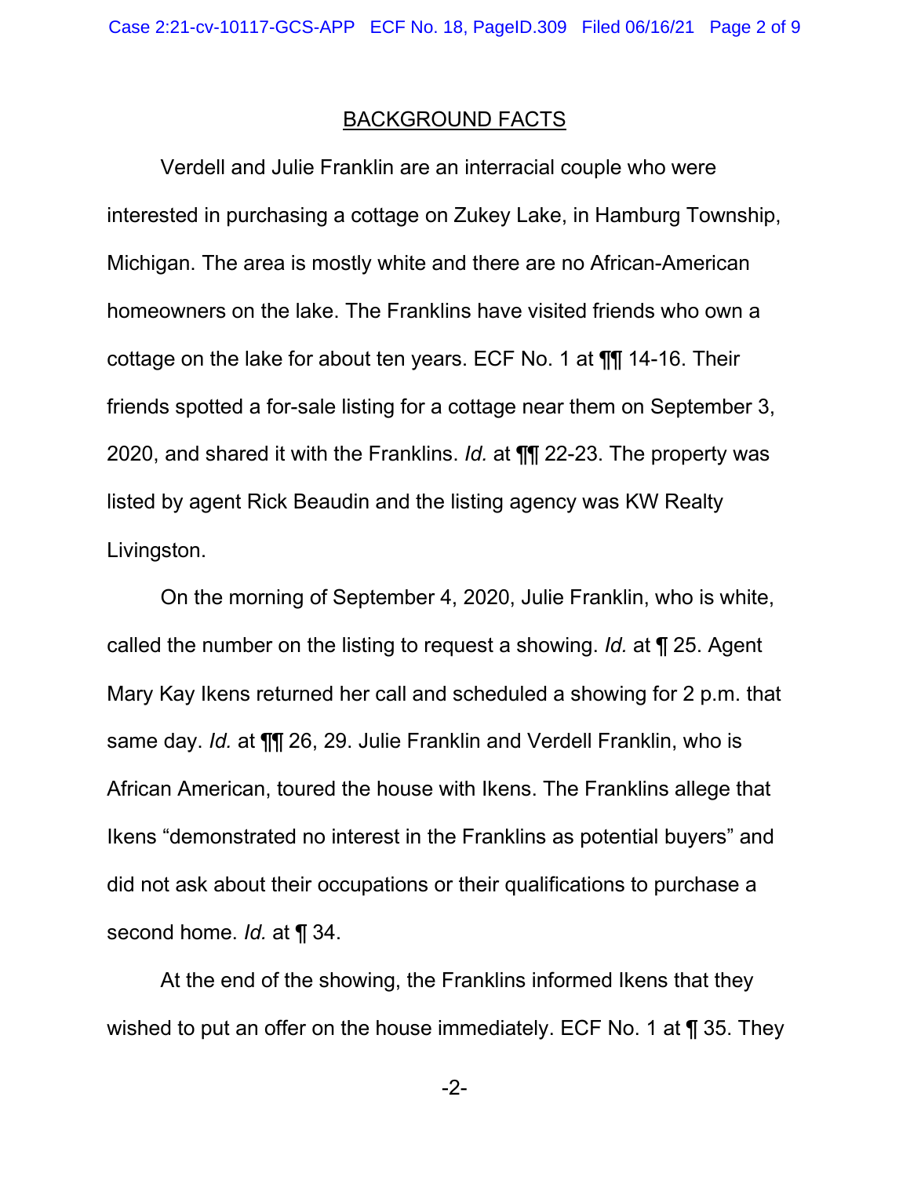## BACKGROUND FACTS

Verdell and Julie Franklin are an interracial couple who were interested in purchasing a cottage on Zukey Lake, in Hamburg Township, Michigan. The area is mostly white and there are no African-American homeowners on the lake. The Franklins have visited friends who own a cottage on the lake for about ten years. ECF No. 1 at ¶¶ 14-16. Their friends spotted a for-sale listing for a cottage near them on September 3, 2020, and shared it with the Franklins. *Id.* at ¶¶ 22-23. The property was listed by agent Rick Beaudin and the listing agency was KW Realty Livingston.

On the morning of September 4, 2020, Julie Franklin, who is white, called the number on the listing to request a showing. *Id.* at ¶ 25. Agent Mary Kay Ikens returned her call and scheduled a showing for 2 p.m. that same day. *Id.* at ¶¶ 26, 29. Julie Franklin and Verdell Franklin, who is African American, toured the house with Ikens. The Franklins allege that Ikens "demonstrated no interest in the Franklins as potential buyers" and did not ask about their occupations or their qualifications to purchase a second home. *Id.* at ¶ 34.

At the end of the showing, the Franklins informed Ikens that they wished to put an offer on the house immediately. ECF No. 1 at ¶ 35. They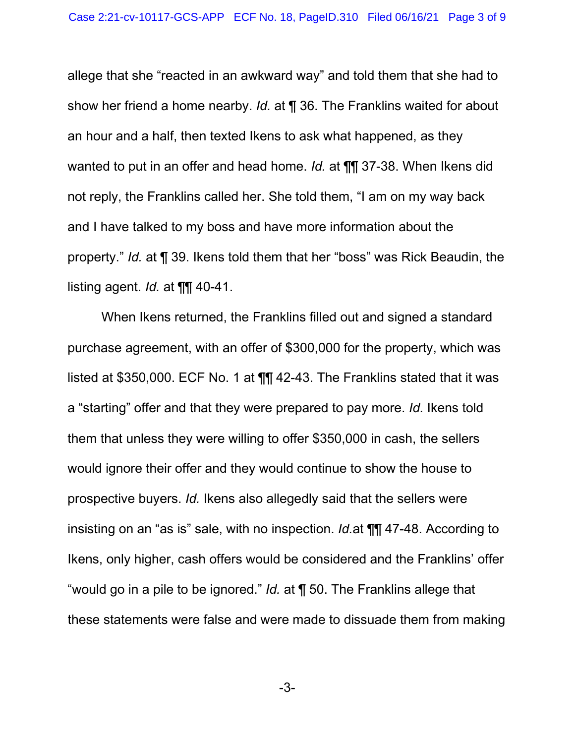allege that she "reacted in an awkward way" and told them that she had to show her friend a home nearby. *Id.* at ¶ 36. The Franklins waited for about an hour and a half, then texted Ikens to ask what happened, as they wanted to put in an offer and head home. *Id.* at ¶¶ 37-38. When Ikens did not reply, the Franklins called her. She told them, "I am on my way back and I have talked to my boss and have more information about the property." *Id.* at ¶ 39. Ikens told them that her "boss" was Rick Beaudin, the listing agent. *Id.* at ¶¶ 40-41.

When Ikens returned, the Franklins filled out and signed a standard purchase agreement, with an offer of $300,000 for the property, which was listed at $350,000. ECF No. 1 at ¶¶ 42-43. The Franklins stated that it was a "starting" offer and that they were prepared to pay more. *Id.* Ikens told them that unless they were willing to offer $350,000 in cash, the sellers would ignore their offer and they would continue to show the house to prospective buyers. *Id.* Ikens also allegedly said that the sellers were insisting on an "as is" sale, with no inspection. *Id.*at ¶¶ 47-48. According to Ikens, only higher, cash offers would be considered and the Franklins' offer "would go in a pile to be ignored." *Id.* at ¶ 50. The Franklins allege that these statements were false and were made to dissuade them from making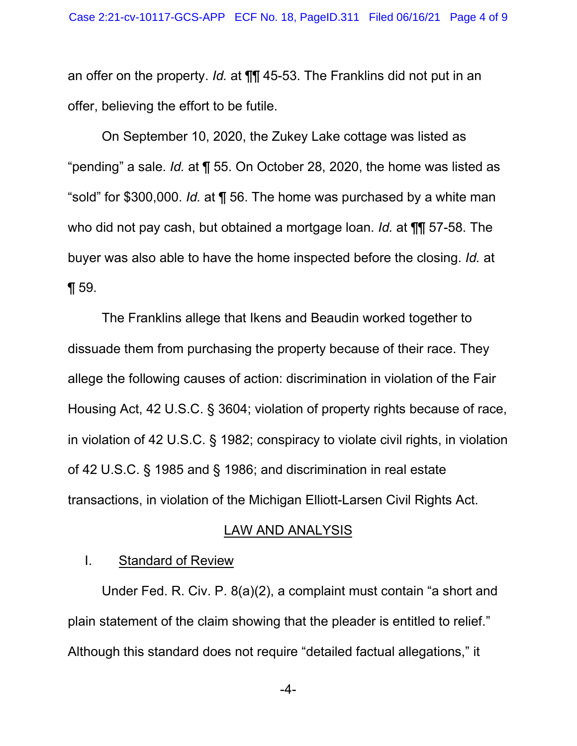an offer on the property. *Id.* at ¶¶ 45-53. The Franklins did not put in an offer, believing the effort to be futile.

On September 10, 2020, the Zukey Lake cottage was listed as "pending" a sale. *Id.* at ¶ 55. On October 28, 2020, the home was listed as "sold" for $300,000. *Id.* at ¶ 56. The home was purchased by a white man who did not pay cash, but obtained a mortgage loan. *Id.* at ¶¶ 57-58. The buyer was also able to have the home inspected before the closing. *Id.* at ¶ 59.

The Franklins allege that Ikens and Beaudin worked together to dissuade them from purchasing the property because of their race. They allege the following causes of action: discrimination in violation of the Fair Housing Act, 42 U.S.C. § 3604; violation of property rights because of race, in violation of 42 U.S.C. § 1982; conspiracy to violate civil rights, in violation of 42 U.S.C. § 1985 and § 1986; and discrimination in real estate transactions, in violation of the Michigan Elliott-Larsen Civil Rights Act.

## LAW AND ANALYSIS

### I. Standard of Review

Under Fed. R. Civ. P. 8(a)(2), a complaint must contain "a short and plain statement of the claim showing that the pleader is entitled to relief." Although this standard does not require "detailed factual allegations," it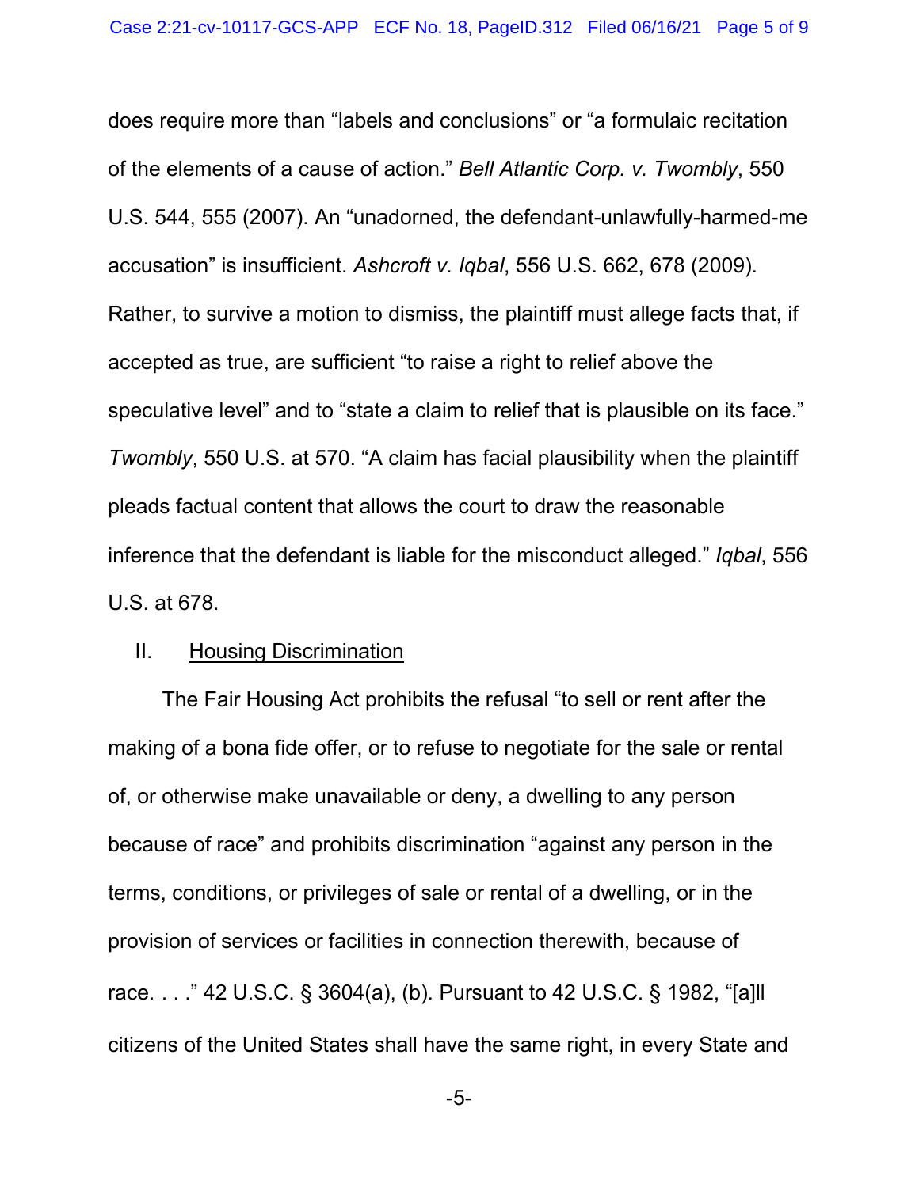does require more than "labels and conclusions" or "a formulaic recitation of the elements of a cause of action." *Bell Atlantic Corp. v. Twombly*, 550 U.S. 544, 555 (2007). An "unadorned, the defendant-unlawfully-harmed-me accusation" is insufficient. *Ashcroft v. Iqbal*, 556 U.S. 662, 678 (2009). Rather, to survive a motion to dismiss, the plaintiff must allege facts that, if accepted as true, are sufficient "to raise a right to relief above the speculative level" and to "state a claim to relief that is plausible on its face." *Twombly*, 550 U.S. at 570. "A claim has facial plausibility when the plaintiff pleads factual content that allows the court to draw the reasonable inference that the defendant is liable for the misconduct alleged." *Iqbal*, 556 U.S. at 678.

## II. Housing Discrimination

The Fair Housing Act prohibits the refusal "to sell or rent after the making of a bona fide offer, or to refuse to negotiate for the sale or rental of, or otherwise make unavailable or deny, a dwelling to any person because of race" and prohibits discrimination "against any person in the terms, conditions, or privileges of sale or rental of a dwelling, or in the provision of services or facilities in connection therewith, because of race. . . ." 42 U.S.C. § 3604(a), (b). Pursuant to 42 U.S.C. § 1982, "[a]ll citizens of the United States shall have the same right, in every State and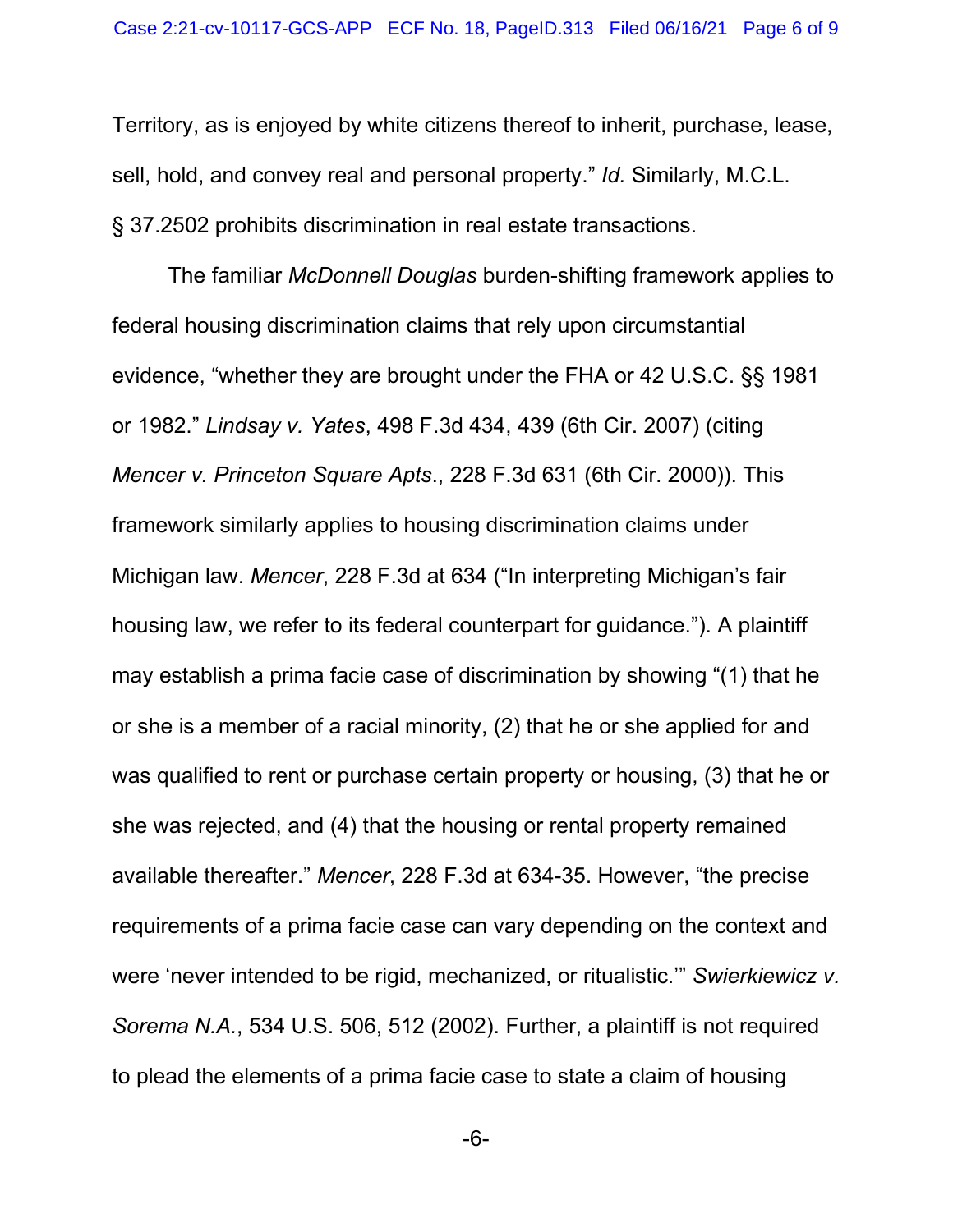Territory, as is enjoyed by white citizens thereof to inherit, purchase, lease, sell, hold, and convey real and personal property." *Id.* Similarly, M.C.L. § 37.2502 prohibits discrimination in real estate transactions.

The familiar *McDonnell Douglas* burden-shifting framework applies to federal housing discrimination claims that rely upon circumstantial evidence, "whether they are brought under the FHA or 42 U.S.C. §§ 1981 or 1982." *Lindsay v. Yates*, 498 F.3d 434, 439 (6th Cir. 2007) (citing *Mencer v. Princeton Square Apts*., 228 F.3d 631 (6th Cir. 2000)). This framework similarly applies to housing discrimination claims under Michigan law. *Mencer*, 228 F.3d at 634 ("In interpreting Michigan's fair housing law, we refer to its federal counterpart for guidance."). A plaintiff may establish a prima facie case of discrimination by showing "(1) that he or she is a member of a racial minority, (2) that he or she applied for and was qualified to rent or purchase certain property or housing, (3) that he or she was rejected, and (4) that the housing or rental property remained available thereafter." *Mencer*, 228 F.3d at 634-35. However, "the precise requirements of a prima facie case can vary depending on the context and were 'never intended to be rigid, mechanized, or ritualistic.'" *Swierkiewicz v. Sorema N.A.*, 534 U.S. 506, 512 (2002). Further, a plaintiff is not required to plead the elements of a prima facie case to state a claim of housing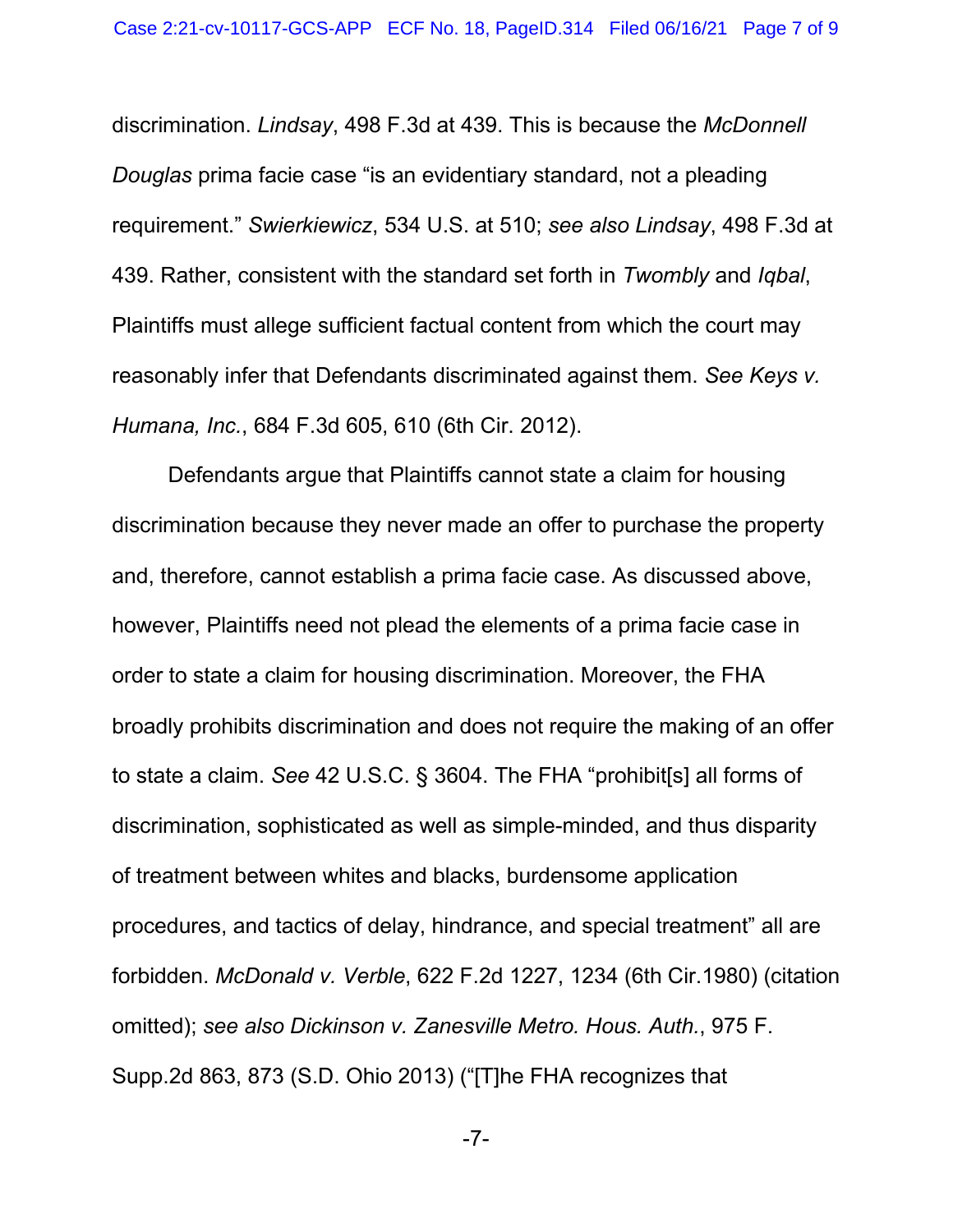discrimination. *Lindsay*, 498 F.3d at 439. This is because the *McDonnell Douglas* prima facie case "is an evidentiary standard, not a pleading requirement." *Swierkiewicz*, 534 U.S. at 510; *see also Lindsay*, 498 F.3d at 439. Rather, consistent with the standard set forth in *Twombly* and *Iqbal*, Plaintiffs must allege sufficient factual content from which the court may reasonably infer that Defendants discriminated against them. *See Keys v. Humana, Inc.*, 684 F.3d 605, 610 (6th Cir. 2012).

Defendants argue that Plaintiffs cannot state a claim for housing discrimination because they never made an offer to purchase the property and, therefore, cannot establish a prima facie case. As discussed above, however, Plaintiffs need not plead the elements of a prima facie case in order to state a claim for housing discrimination. Moreover, the FHA broadly prohibits discrimination and does not require the making of an offer to state a claim. *See* 42 U.S.C. § 3604. The FHA "prohibit[s] all forms of discrimination, sophisticated as well as simple-minded, and thus disparity of treatment between whites and blacks, burdensome application procedures, and tactics of delay, hindrance, and special treatment" all are forbidden. *McDonald v. Verble*, 622 F.2d 1227, 1234 (6th Cir.1980) (citation omitted); *see also Dickinson v. Zanesville Metro. Hous. Auth.*, 975 F. Supp.2d 863, 873 (S.D. Ohio 2013) ("[T]he FHA recognizes that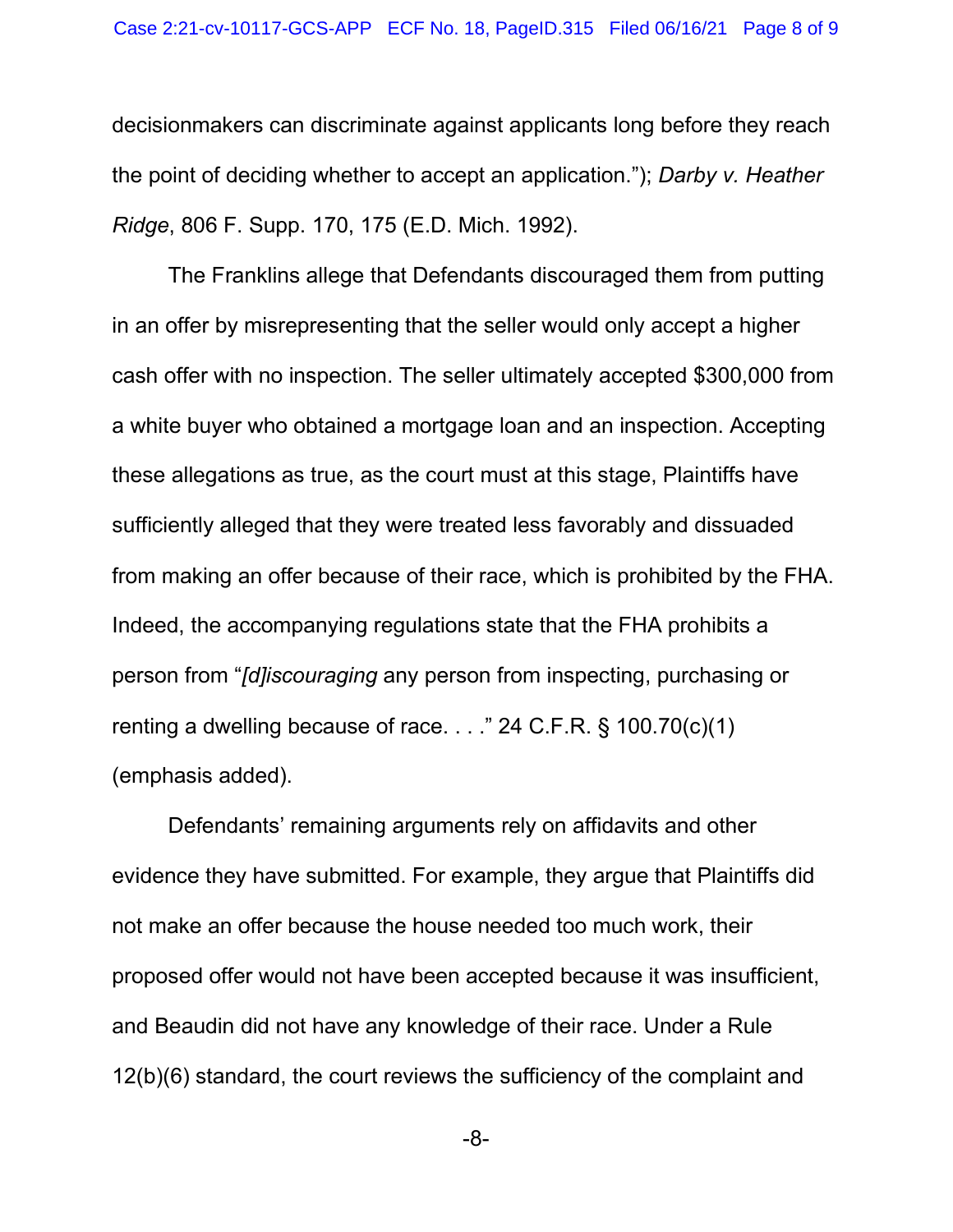decisionmakers can discriminate against applicants long before they reach the point of deciding whether to accept an application."); *Darby v. Heather Ridge*, 806 F. Supp. 170, 175 (E.D. Mich. 1992).

The Franklins allege that Defendants discouraged them from putting in an offer by misrepresenting that the seller would only accept a higher cash offer with no inspection. The seller ultimately accepted $300,000 from a white buyer who obtained a mortgage loan and an inspection. Accepting these allegations as true, as the court must at this stage, Plaintiffs have sufficiently alleged that they were treated less favorably and dissuaded from making an offer because of their race, which is prohibited by the FHA. Indeed, the accompanying regulations state that the FHA prohibits a person from "*[d]iscouraging* any person from inspecting, purchasing or renting a dwelling because of race. . . ." 24 C.F.R. § 100.70(c)(1) (emphasis added).

Defendants' remaining arguments rely on affidavits and other evidence they have submitted. For example, they argue that Plaintiffs did not make an offer because the house needed too much work, their proposed offer would not have been accepted because it was insufficient, and Beaudin did not have any knowledge of their race. Under a Rule 12(b)(6) standard, the court reviews the sufficiency of the complaint and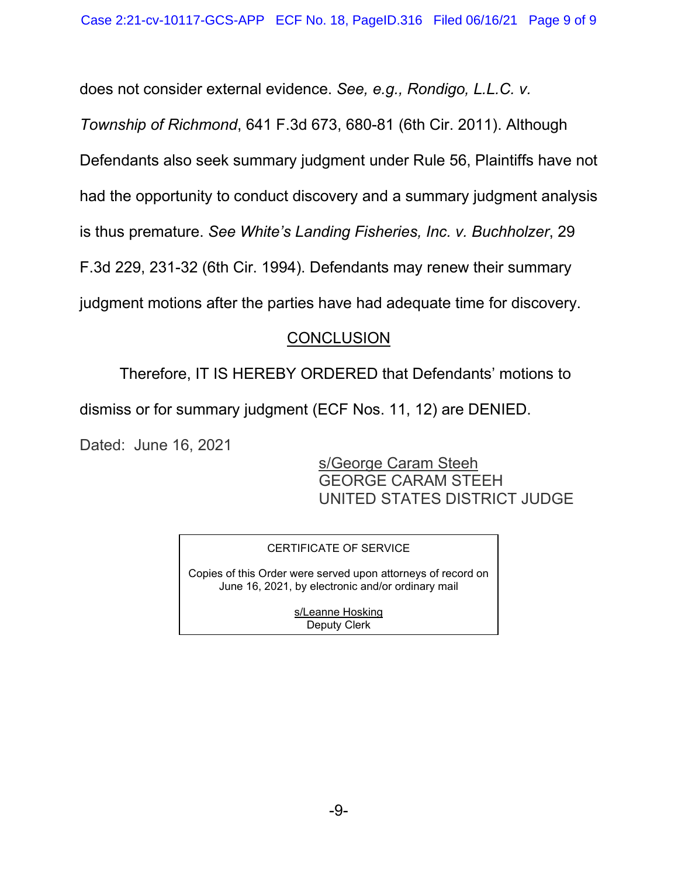does not consider external evidence. *See, e.g., Rondigo, L.L.C. v. Township of Richmond*, 641 F.3d 673, 680-81 (6th Cir. 2011). Although Defendants also seek summary judgment under Rule 56, Plaintiffs have not had the opportunity to conduct discovery and a summary judgment analysis is thus premature. *See White's Landing Fisheries, Inc. v. Buchholzer*, 29 F.3d 229, 231-32 (6th Cir. 1994). Defendants may renew their summary judgment motions after the parties have had adequate time for discovery.

## CONCLUSION

Therefore, IT IS HEREBY ORDERED that Defendants' motions to dismiss or for summary judgment (ECF Nos. 11, 12) are DENIED.

Dated: June 16, 2021

s/George Caram Steeh
GEORGE CARAM STEEH
UNITED STATES DISTRICT JUDGE

CERTIFICATE OF SERVICE

Copies of this Order were served upon attorneys of record on June 16, 2021, by electronic and/or ordinary mail

s/Leanne Hosking
Deputy Clerk